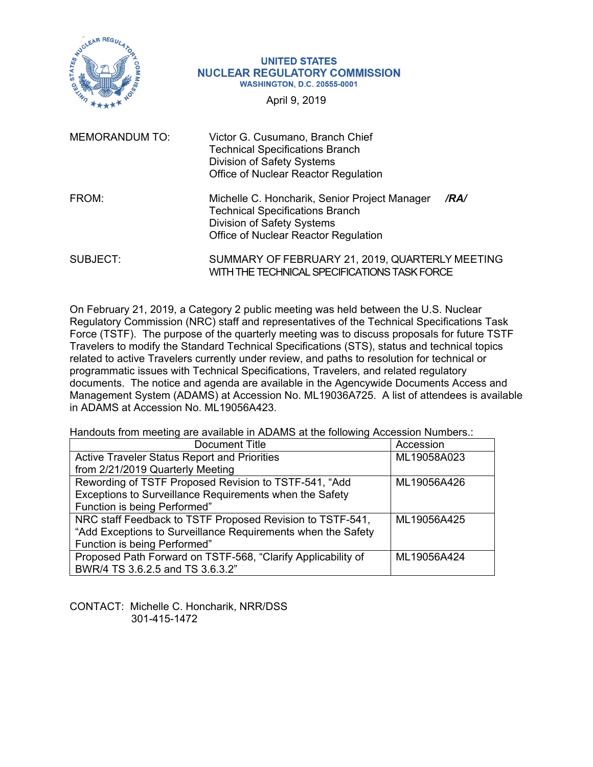**UNITED STATES**
**NUCLEAR REGULATORY COMMISSION**
**WASHINGTON, D.C. 20555-0001**

April 9, 2019

MEMORANDUM TO: Victor G. Cusumano, Branch Chief
Technical Specifications Branch
Division of Safety Systems
Office of Nuclear Reactor Regulation

FROM: Michelle C. Honcharik, Senior Project Manager ***/RA/***
Technical Specifications Branch
Division of Safety Systems
Office of Nuclear Reactor Regulation

SUBJECT: SUMMARY OF FEBRUARY 21, 2019, QUARTERLY MEETING WITH THE TECHNICAL SPECIFICATIONS TASK FORCE

On February 21, 2019, a Category 2 public meeting was held between the U.S. Nuclear Regulatory Commission (NRC) staff and representatives of the Technical Specifications Task Force (TSTF). The purpose of the quarterly meeting was to discuss proposals for future TSTF Travelers to modify the Standard Technical Specifications (STS), status and technical topics related to active Travelers currently under review, and paths to resolution for technical or programmatic issues with Technical Specifications, Travelers, and related regulatory documents. The notice and agenda are available in the Agencywide Documents Access and Management System (ADAMS) at Accession No. ML19036A725. A list of attendees is available in ADAMS at Accession No. ML19056A423.

Handouts from meeting are available in ADAMS at the following Accession Numbers.:

| Document Title | Accession |
|---|---|
| Active Traveler Status Report and Priorities from 2/21/2019 Quarterly Meeting | ML19058A023 |
| Rewording of TSTF Proposed Revision to TSTF-541, "Add Exceptions to Surveillance Requirements when the Safety Function is being Performed" | ML19056A426 |
| NRC staff Feedback to TSTF Proposed Revision to TSTF-541, "Add Exceptions to Surveillance Requirements when the Safety Function is being Performed" | ML19056A425 |
| Proposed Path Forward on TSTF-568, "Clarify Applicability of BWR/4 TS 3.6.2.5 and TS 3.6.3.2" | ML19056A424 |

CONTACT: Michelle C. Honcharik, NRR/DSS
301-415-1472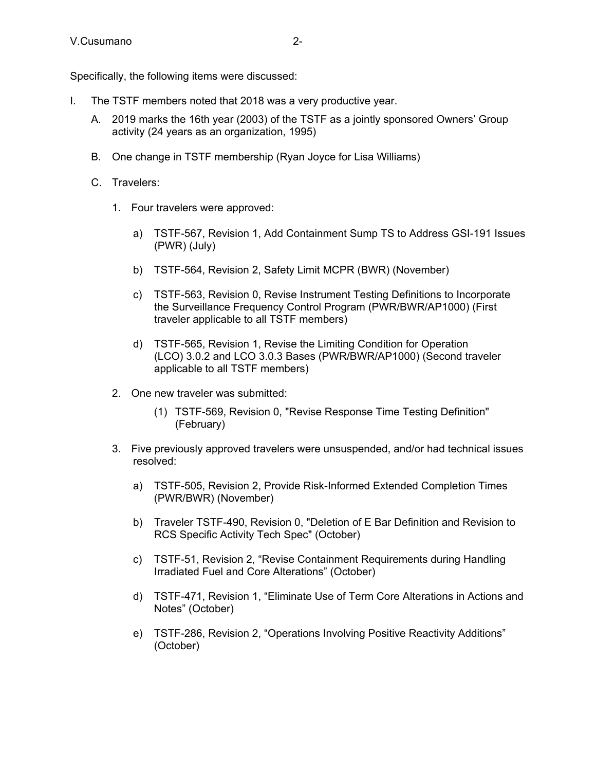Specifically, the following items were discussed:

I. The TSTF members noted that 2018 was a very productive year.

   A. 2019 marks the 16th year (2003) of the TSTF as a jointly sponsored Owners' Group activity (24 years as an organization, 1995)

   B. One change in TSTF membership (Ryan Joyce for Lisa Williams)

   C. Travelers:

      1. Four travelers were approved:

         a) TSTF-567, Revision 1, Add Containment Sump TS to Address GSI-191 Issues (PWR) (July)

         b) TSTF-564, Revision 2, Safety Limit MCPR (BWR) (November)

         c) TSTF-563, Revision 0, Revise Instrument Testing Definitions to Incorporate the Surveillance Frequency Control Program (PWR/BWR/AP1000) (First traveler applicable to all TSTF members)

         d) TSTF-565, Revision 1, Revise the Limiting Condition for Operation (LCO) 3.0.2 and LCO 3.0.3 Bases (PWR/BWR/AP1000) (Second traveler applicable to all TSTF members)

      2. One new traveler was submitted:

         (1) TSTF-569, Revision 0, "Revise Response Time Testing Definition" (February)

      3. Five previously approved travelers were unsuspended, and/or had technical issues resolved:

         a) TSTF-505, Revision 2, Provide Risk-Informed Extended Completion Times (PWR/BWR) (November)

         b) Traveler TSTF-490, Revision 0, "Deletion of E Bar Definition and Revision to RCS Specific Activity Tech Spec" (October)

         c) TSTF-51, Revision 2, "Revise Containment Requirements during Handling Irradiated Fuel and Core Alterations" (October)

         d) TSTF-471, Revision 1, "Eliminate Use of Term Core Alterations in Actions and Notes" (October)

         e) TSTF-286, Revision 2, "Operations Involving Positive Reactivity Additions" (October)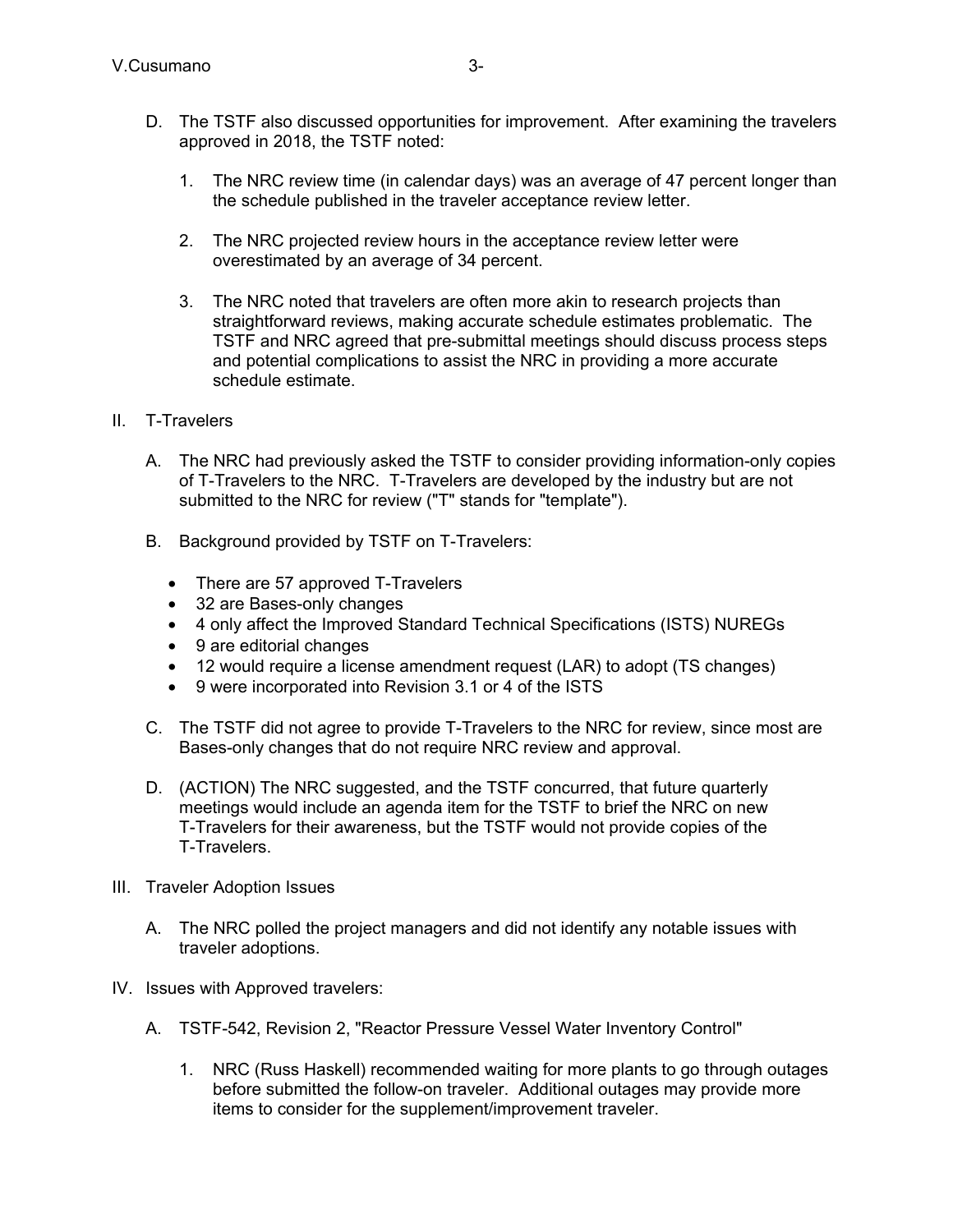D. The TSTF also discussed opportunities for improvement. After examining the travelers approved in 2018, the TSTF noted:

   1. The NRC review time (in calendar days) was an average of 47 percent longer than the schedule published in the traveler acceptance review letter.

   2. The NRC projected review hours in the acceptance review letter were overestimated by an average of 34 percent.

   3. The NRC noted that travelers are often more akin to research projects than straightforward reviews, making accurate schedule estimates problematic. The TSTF and NRC agreed that pre-submittal meetings should discuss process steps and potential complications to assist the NRC in providing a more accurate schedule estimate.

II. T-Travelers

   A. The NRC had previously asked the TSTF to consider providing information-only copies of T-Travelers to the NRC. T-Travelers are developed by the industry but are not submitted to the NRC for review ("T" stands for "template").

   B. Background provided by TSTF on T-Travelers:

      - There are 57 approved T-Travelers
      - 32 are Bases-only changes
      - 4 only affect the Improved Standard Technical Specifications (ISTS) NUREGs
      - 9 are editorial changes
      - 12 would require a license amendment request (LAR) to adopt (TS changes)
      - 9 were incorporated into Revision 3.1 or 4 of the ISTS

   C. The TSTF did not agree to provide T-Travelers to the NRC for review, since most are Bases-only changes that do not require NRC review and approval.

   D. (ACTION) The NRC suggested, and the TSTF concurred, that future quarterly meetings would include an agenda item for the TSTF to brief the NRC on new T-Travelers for their awareness, but the TSTF would not provide copies of the T-Travelers.

III. Traveler Adoption Issues

   A. The NRC polled the project managers and did not identify any notable issues with traveler adoptions.

IV. Issues with Approved travelers:

   A. TSTF-542, Revision 2, "Reactor Pressure Vessel Water Inventory Control"

      1. NRC (Russ Haskell) recommended waiting for more plants to go through outages before submitted the follow-on traveler. Additional outages may provide more items to consider for the supplement/improvement traveler.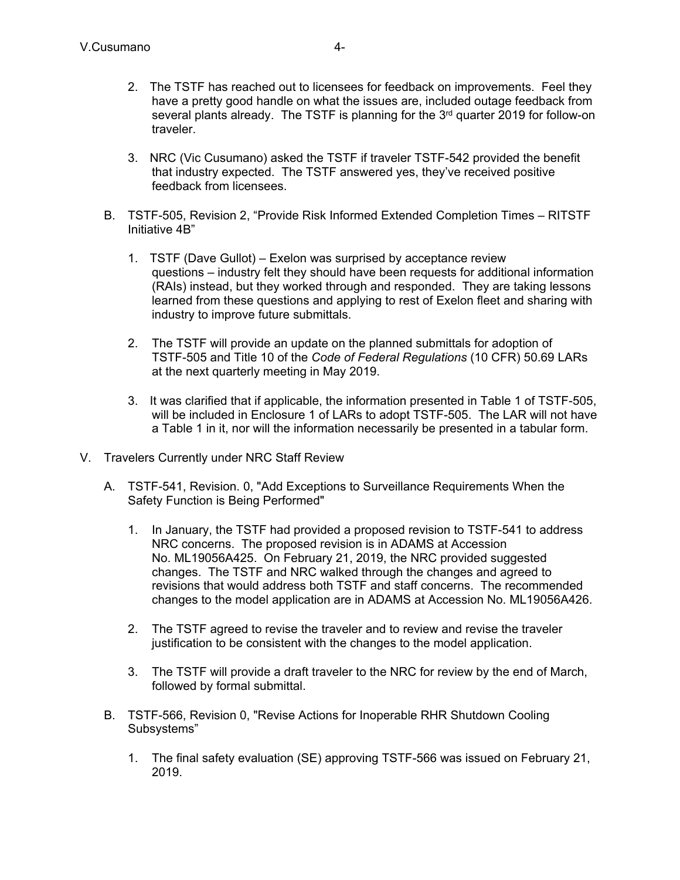2. The TSTF has reached out to licensees for feedback on improvements. Feel they have a pretty good handle on what the issues are, included outage feedback from several plants already. The TSTF is planning for the 3rd quarter 2019 for follow-on traveler.

3. NRC (Vic Cusumano) asked the TSTF if traveler TSTF-542 provided the benefit that industry expected. The TSTF answered yes, they've received positive feedback from licensees.

B. TSTF-505, Revision 2, "Provide Risk Informed Extended Completion Times – RITSTF Initiative 4B"

1. TSTF (Dave Gullot) – Exelon was surprised by acceptance review questions – industry felt they should have been requests for additional information (RAIs) instead, but they worked through and responded. They are taking lessons learned from these questions and applying to rest of Exelon fleet and sharing with industry to improve future submittals.

2. The TSTF will provide an update on the planned submittals for adoption of TSTF-505 and Title 10 of the *Code of Federal Regulations* (10 CFR) 50.69 LARs at the next quarterly meeting in May 2019.

3. It was clarified that if applicable, the information presented in Table 1 of TSTF-505, will be included in Enclosure 1 of LARs to adopt TSTF-505. The LAR will not have a Table 1 in it, nor will the information necessarily be presented in a tabular form.

V. Travelers Currently under NRC Staff Review

A. TSTF-541, Revision. 0, "Add Exceptions to Surveillance Requirements When the Safety Function is Being Performed"

1. In January, the TSTF had provided a proposed revision to TSTF-541 to address NRC concerns. The proposed revision is in ADAMS at Accession No. ML19056A425. On February 21, 2019, the NRC provided suggested changes. The TSTF and NRC walked through the changes and agreed to revisions that would address both TSTF and staff concerns. The recommended changes to the model application are in ADAMS at Accession No. ML19056A426.

2. The TSTF agreed to revise the traveler and to review and revise the traveler justification to be consistent with the changes to the model application.

3. The TSTF will provide a draft traveler to the NRC for review by the end of March, followed by formal submittal.

B. TSTF-566, Revision 0, "Revise Actions for Inoperable RHR Shutdown Cooling Subsystems"

1. The final safety evaluation (SE) approving TSTF-566 was issued on February 21, 2019.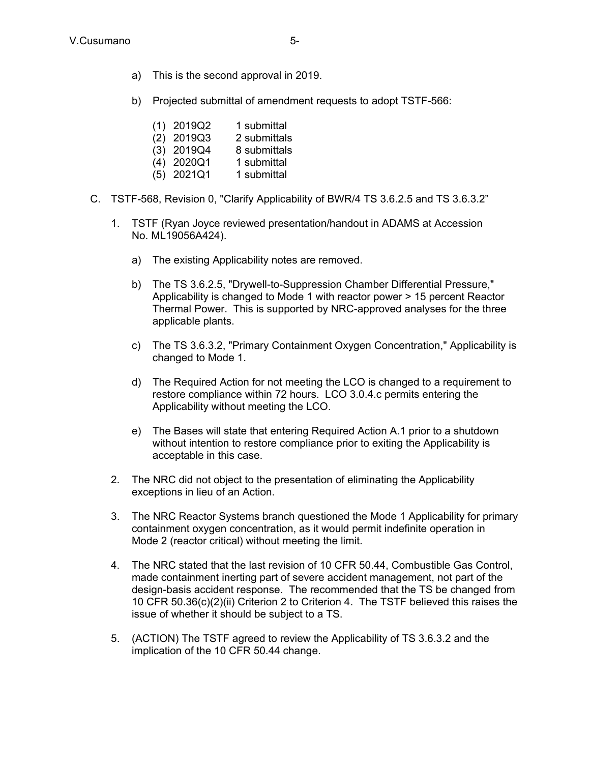a) This is the second approval in 2019.

b) Projected submittal of amendment requests to adopt TSTF-566:

   (1) 2019Q2 1 submittal
   (2) 2019Q3 2 submittals
   (3) 2019Q4 8 submittals
   (4) 2020Q1 1 submittal
   (5) 2021Q1 1 submittal

C. TSTF-568, Revision 0, "Clarify Applicability of BWR/4 TS 3.6.2.5 and TS 3.6.3.2"

1. TSTF (Ryan Joyce reviewed presentation/handout in ADAMS at Accession No. ML19056A424).

   a) The existing Applicability notes are removed.

   b) The TS 3.6.2.5, "Drywell-to-Suppression Chamber Differential Pressure," Applicability is changed to Mode 1 with reactor power > 15 percent Reactor Thermal Power. This is supported by NRC-approved analyses for the three applicable plants.

   c) The TS 3.6.3.2, "Primary Containment Oxygen Concentration," Applicability is changed to Mode 1.

   d) The Required Action for not meeting the LCO is changed to a requirement to restore compliance within 72 hours. LCO 3.0.4.c permits entering the Applicability without meeting the LCO.

   e) The Bases will state that entering Required Action A.1 prior to a shutdown without intention to restore compliance prior to exiting the Applicability is acceptable in this case.

2. The NRC did not object to the presentation of eliminating the Applicability exceptions in lieu of an Action.

3. The NRC Reactor Systems branch questioned the Mode 1 Applicability for primary containment oxygen concentration, as it would permit indefinite operation in Mode 2 (reactor critical) without meeting the limit.

4. The NRC stated that the last revision of 10 CFR 50.44, Combustible Gas Control, made containment inerting part of severe accident management, not part of the design-basis accident response. The recommended that the TS be changed from 10 CFR 50.36(c)(2)(ii) Criterion 2 to Criterion 4. The TSTF believed this raises the issue of whether it should be subject to a TS.

5. (ACTION) The TSTF agreed to review the Applicability of TS 3.6.3.2 and the implication of the 10 CFR 50.44 change.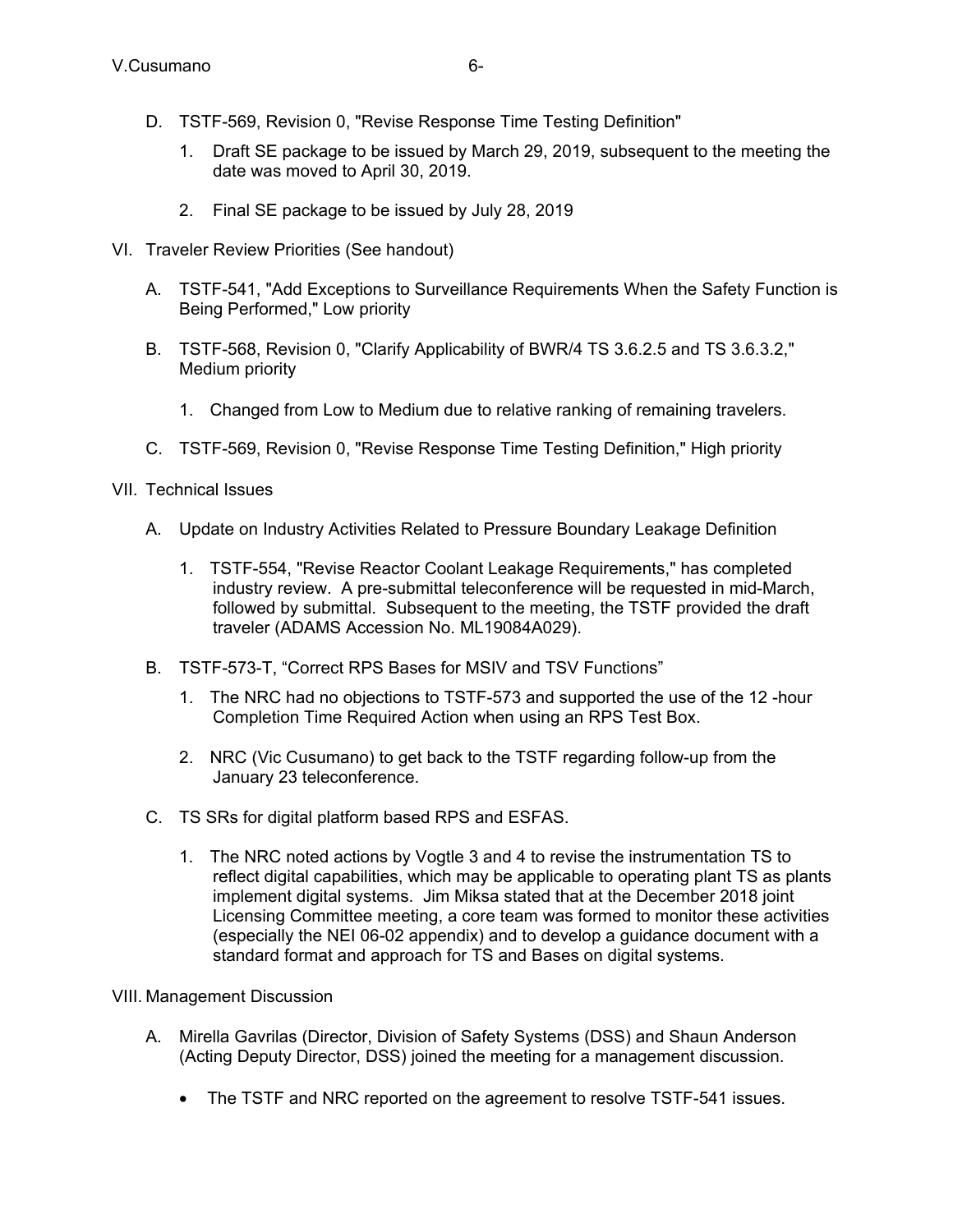D. TSTF-569, Revision 0, "Revise Response Time Testing Definition"

   1. Draft SE package to be issued by March 29, 2019, subsequent to the meeting the date was moved to April 30, 2019.

   2. Final SE package to be issued by July 28, 2019

VI. Traveler Review Priorities (See handout)

   A. TSTF-541, "Add Exceptions to Surveillance Requirements When the Safety Function is Being Performed," Low priority

   B. TSTF-568, Revision 0, "Clarify Applicability of BWR/4 TS 3.6.2.5 and TS 3.6.3.2," Medium priority

      1. Changed from Low to Medium due to relative ranking of remaining travelers.

   C. TSTF-569, Revision 0, "Revise Response Time Testing Definition," High priority

VII. Technical Issues

   A. Update on Industry Activities Related to Pressure Boundary Leakage Definition

      1. TSTF-554, "Revise Reactor Coolant Leakage Requirements," has completed industry review. A pre-submittal teleconference will be requested in mid-March, followed by submittal. Subsequent to the meeting, the TSTF provided the draft traveler (ADAMS Accession No. ML19084A029).

   B. TSTF-573-T, "Correct RPS Bases for MSIV and TSV Functions"

      1. The NRC had no objections to TSTF-573 and supported the use of the 12 -hour Completion Time Required Action when using an RPS Test Box.

      2. NRC (Vic Cusumano) to get back to the TSTF regarding follow-up from the January 23 teleconference.

   C. TS SRs for digital platform based RPS and ESFAS.

      1. The NRC noted actions by Vogtle 3 and 4 to revise the instrumentation TS to reflect digital capabilities, which may be applicable to operating plant TS as plants implement digital systems. Jim Miksa stated that at the December 2018 joint Licensing Committee meeting, a core team was formed to monitor these activities (especially the NEI 06-02 appendix) and to develop a guidance document with a standard format and approach for TS and Bases on digital systems.

VIII. Management Discussion

   A. Mirella Gavrilas (Director, Division of Safety Systems (DSS) and Shaun Anderson (Acting Deputy Director, DSS) joined the meeting for a management discussion.

      - The TSTF and NRC reported on the agreement to resolve TSTF-541 issues.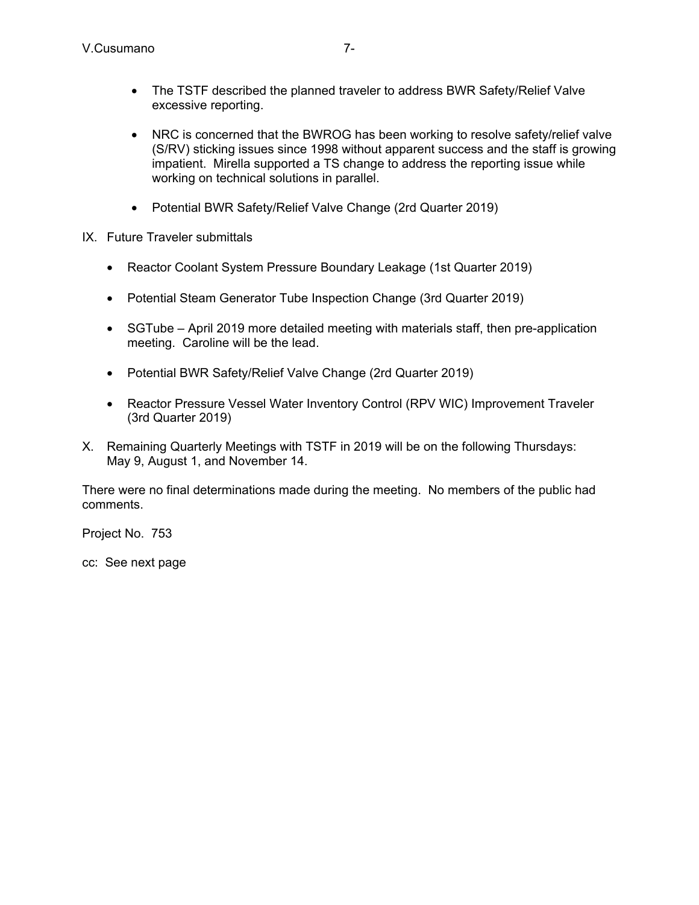- The TSTF described the planned traveler to address BWR Safety/Relief Valve excessive reporting.

- NRC is concerned that the BWROG has been working to resolve safety/relief valve (S/RV) sticking issues since 1998 without apparent success and the staff is growing impatient. Mirella supported a TS change to address the reporting issue while working on technical solutions in parallel.

- Potential BWR Safety/Relief Valve Change (2rd Quarter 2019)

IX. Future Traveler submittals

- Reactor Coolant System Pressure Boundary Leakage (1st Quarter 2019)

- Potential Steam Generator Tube Inspection Change (3rd Quarter 2019)

- SGTube – April 2019 more detailed meeting with materials staff, then pre-application meeting. Caroline will be the lead.

- Potential BWR Safety/Relief Valve Change (2rd Quarter 2019)

- Reactor Pressure Vessel Water Inventory Control (RPV WIC) Improvement Traveler (3rd Quarter 2019)

X. Remaining Quarterly Meetings with TSTF in 2019 will be on the following Thursdays: May 9, August 1, and November 14.

There were no final determinations made during the meeting. No members of the public had comments.

Project No. 753

cc: See next page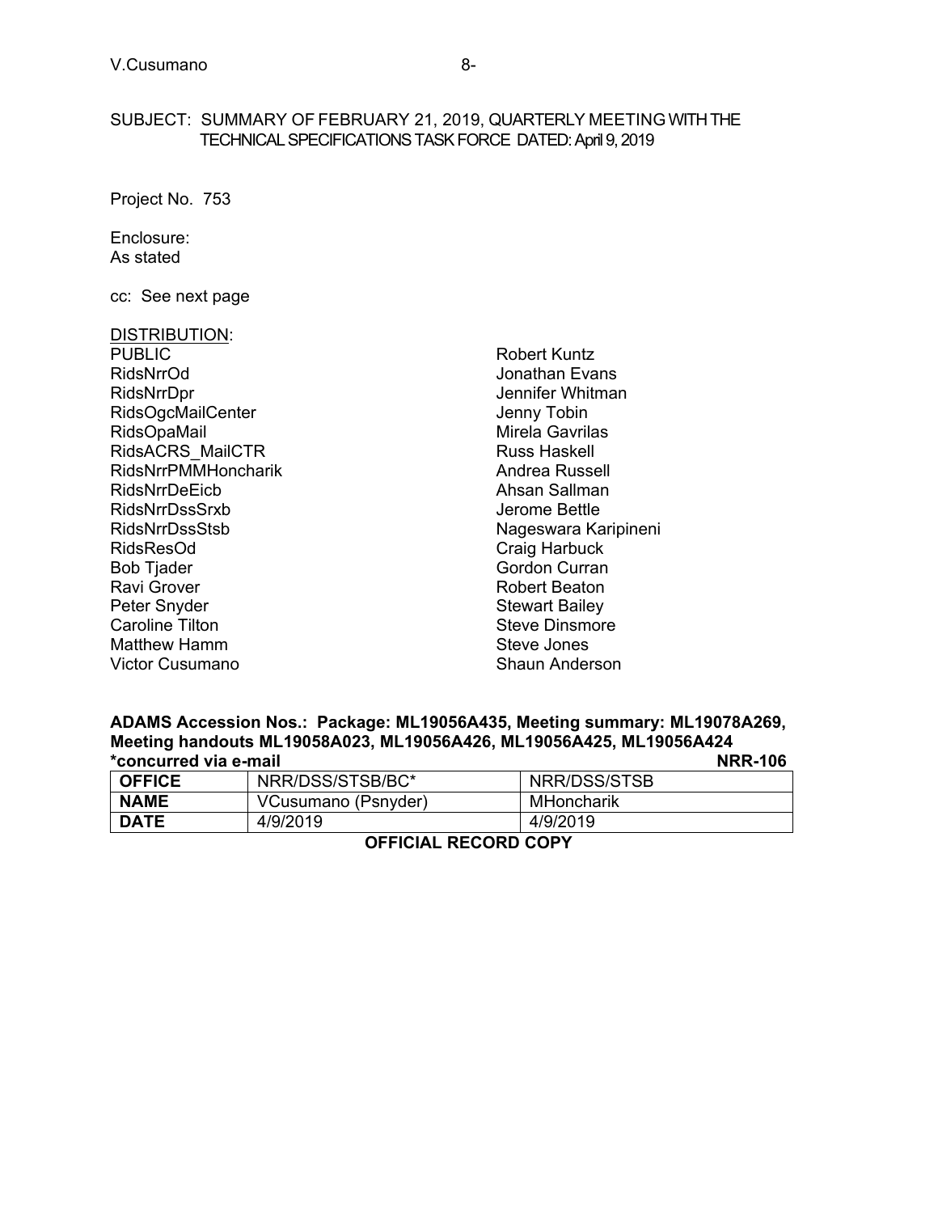SUBJECT: SUMMARY OF FEBRUARY 21, 2019, QUARTERLY MEETING WITH THE TECHNICAL SPECIFICATIONS TASK FORCE DATED: April 9, 2019

Project No. 753

Enclosure:
As stated

cc: See next page

DISTRIBUTION:

PUBLIC
RidsNrrOd
RidsNrrDpr
RidsOgcMailCenter
RidsOpaMail
RidsACRS_MailCTR
RidsNrrPMMHoncharik
RidsNrrDeEicb
RidsNrrDssSrxb
RidsNrrDssStsb
RidsResOd
Bob Tjader
Ravi Grover
Peter Snyder
Caroline Tilton
Matthew Hamm
Victor Cusumano
Robert Kuntz
Jonathan Evans
Jennifer Whitman
Jenny Tobin
Mirela Gavrilas
Russ Haskell
Andrea Russell
Ahsan Sallman
Jerome Bettle
Nageswara Karipineni
Craig Harbuck
Gordon Curran
Robert Beaton
Stewart Bailey
Steve Dinsmore
Steve Jones
Shaun Anderson

**ADAMS Accession Nos.: Package: ML19056A435, Meeting summary: ML19078A269, Meeting handouts ML19058A023, ML19056A426, ML19056A425, ML19056A424**
**\*concurred via e-mail** **NRR-106**

| **OFFICE** | NRR/DSS/STSB/BC* | NRR/DSS/STSB |
|---|---|---|
| **NAME** | VCusumano (Psnyder) | MHoncharik |
| **DATE** | 4/9/2019 | 4/9/2019 |

**OFFICIAL RECORD COPY**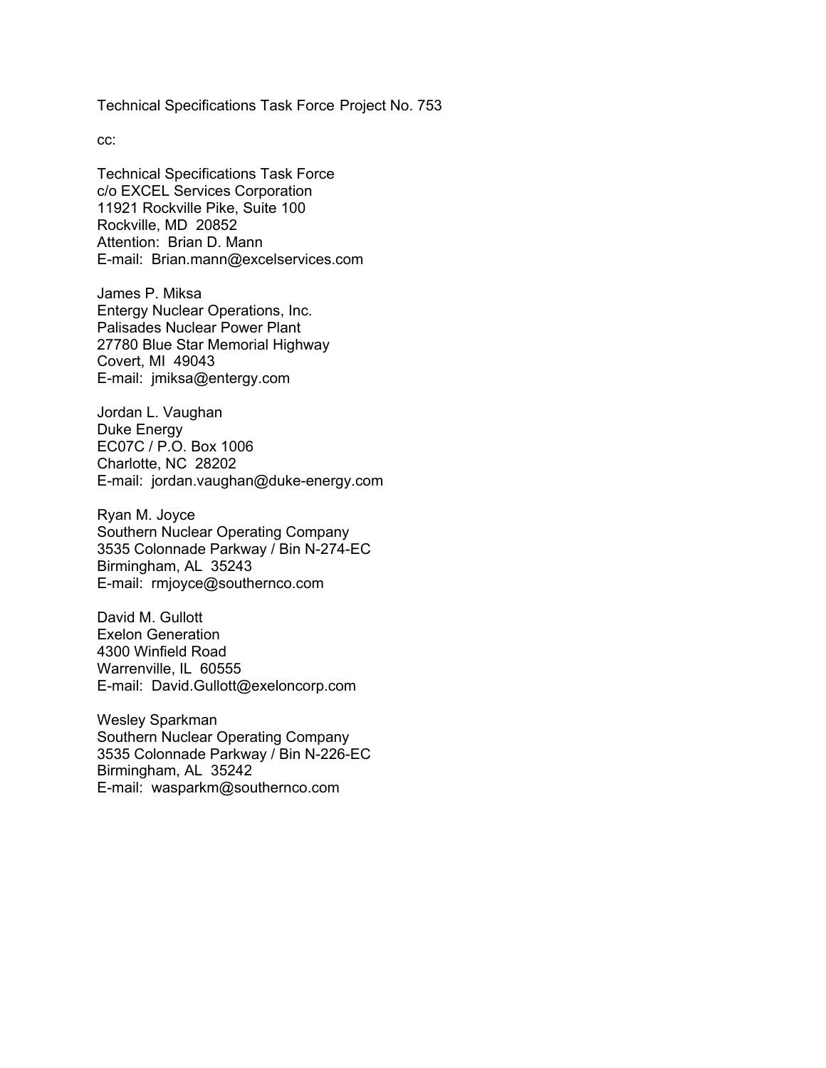Technical Specifications Task Force Project No. 753

cc:

Technical Specifications Task Force
c/o EXCEL Services Corporation
11921 Rockville Pike, Suite 100
Rockville, MD 20852
Attention: Brian D. Mann
E-mail: Brian.mann@excelservices.com

James P. Miksa
Entergy Nuclear Operations, Inc.
Palisades Nuclear Power Plant
27780 Blue Star Memorial Highway
Covert, MI 49043
E-mail: jmiksa@entergy.com

Jordan L. Vaughan
Duke Energy
EC07C / P.O. Box 1006
Charlotte, NC 28202
E-mail: jordan.vaughan@duke-energy.com

Ryan M. Joyce
Southern Nuclear Operating Company
3535 Colonnade Parkway / Bin N-274-EC
Birmingham, AL 35243
E-mail: rmjoyce@southernco.com

David M. Gullott
Exelon Generation
4300 Winfield Road
Warrenville, IL 60555
E-mail: David.Gullott@exeloncorp.com

Wesley Sparkman
Southern Nuclear Operating Company
3535 Colonnade Parkway / Bin N-226-EC
Birmingham, AL 35242
E-mail: wasparkm@southernco.com